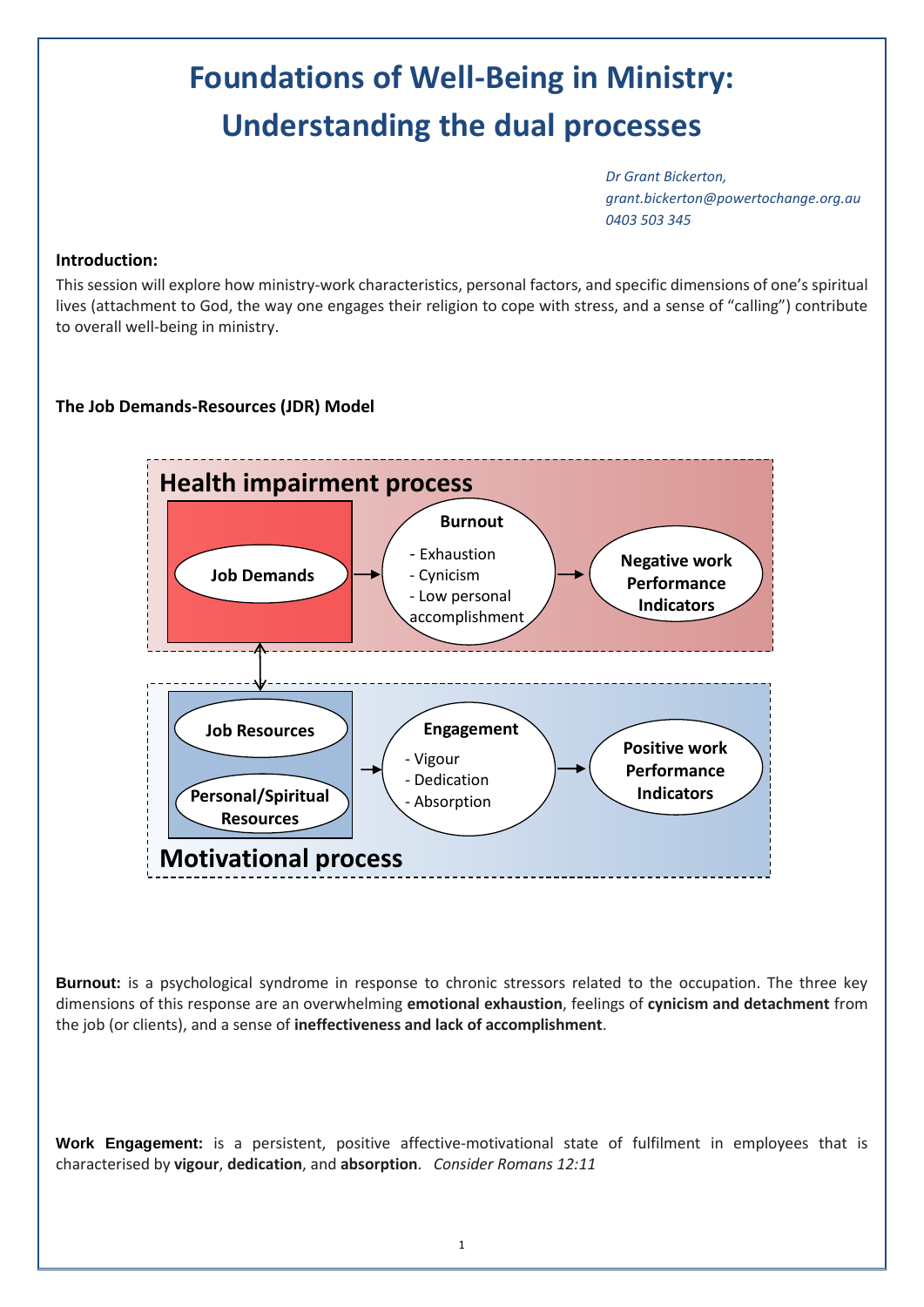# Foundations of Well-Being in Ministry: Understanding the dual processes

*Dr Grant Bickerton,*
*grant.bickerton@powertochange.org.au*
*0403 503 345*

**Introduction:**

This session will explore how ministry-work characteristics, personal factors, and specific dimensions of one's spiritual lives (attachment to God, the way one engages their religion to cope with stress, and a sense of "calling") contribute to overall well-being in ministry.

**The Job Demands-Resources (JDR) Model**

**Health impairment process**

**Job Demands** → **Burnout** (- Exhaustion, - Cynicism, - Low personal accomplishment) → **Negative work Performance Indicators**

↕

**Job Resources** / **Personal/Spiritual Resources** → **Engagement** (- Vigour, - Dedication, - Absorption) → **Positive work Performance Indicators**

**Motivational process**

**Burnout:** is a psychological syndrome in response to chronic stressors related to the occupation. The three key dimensions of this response are an overwhelming **emotional exhaustion**, feelings of **cynicism and detachment** from the job (or clients), and a sense of **ineffectiveness and lack of accomplishment**.

**Work Engagement:** is a persistent, positive affective-motivational state of fulfilment in employees that is characterised by **vigour**, **dedication**, and **absorption**. *Consider Romans 12:11*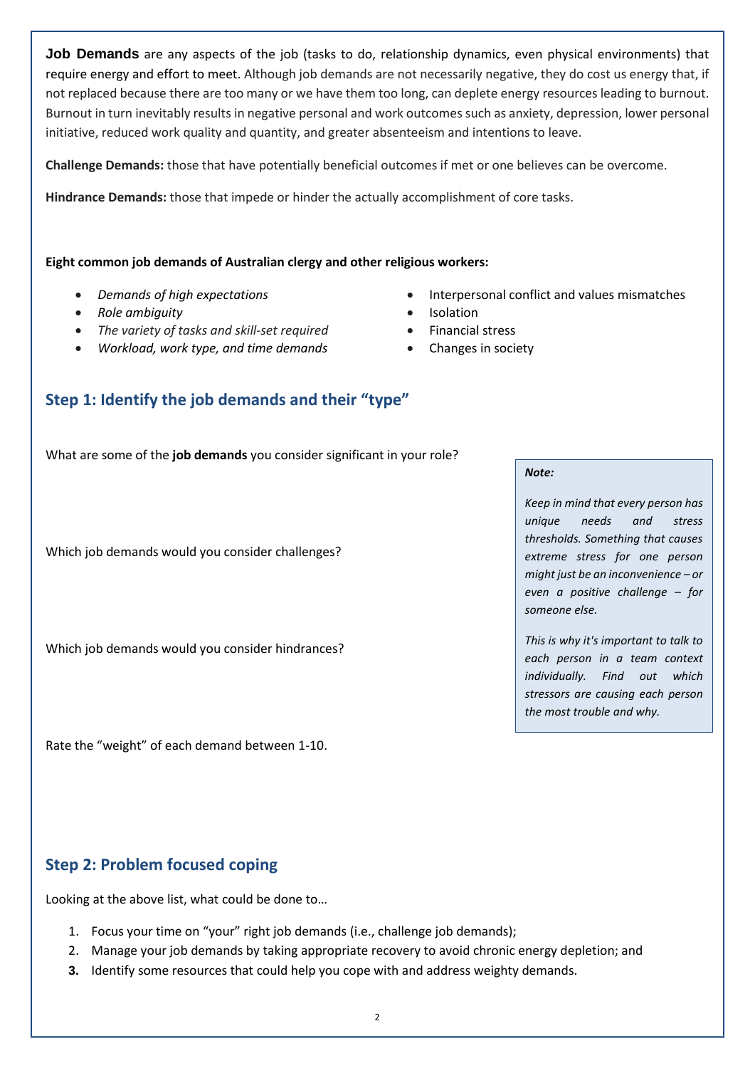**Job Demands** are any aspects of the job (tasks to do, relationship dynamics, even physical environments) that require energy and effort to meet. Although job demands are not necessarily negative, they do cost us energy that, if not replaced because there are too many or we have them too long, can deplete energy resources leading to burnout. Burnout in turn inevitably results in negative personal and work outcomes such as anxiety, depression, lower personal initiative, reduced work quality and quantity, and greater absenteeism and intentions to leave.

**Challenge Demands:** those that have potentially beneficial outcomes if met or one believes can be overcome.

**Hindrance Demands:** those that impede or hinder the actually accomplishment of core tasks.

**Eight common job demands of Australian clergy and other religious workers:**

- *Demands of high expectations*
- *Role ambiguity*
- *The variety of tasks and skill-set required*
- *Workload, work type, and time demands*
- Interpersonal conflict and values mismatches
- Isolation
- Financial stress
- Changes in society

## Step 1: Identify the job demands and their "type"

What are some of the **job demands** you consider significant in your role?

Which job demands would you consider challenges?

Which job demands would you consider hindrances?

Rate the "weight" of each demand between 1-10.

> ***Note:***
>
> *Keep in mind that every person has unique needs and stress thresholds. Something that causes extreme stress for one person might just be an inconvenience – or even a positive challenge – for someone else.*
>
> *This is why it's important to talk to each person in a team context individually. Find out which stressors are causing each person the most trouble and why.*

## Step 2: Problem focused coping

Looking at the above list, what could be done to…

1. Focus your time on "your" right job demands (i.e., challenge job demands);
2. Manage your job demands by taking appropriate recovery to avoid chronic energy depletion; and
3. Identify some resources that could help you cope with and address weighty demands.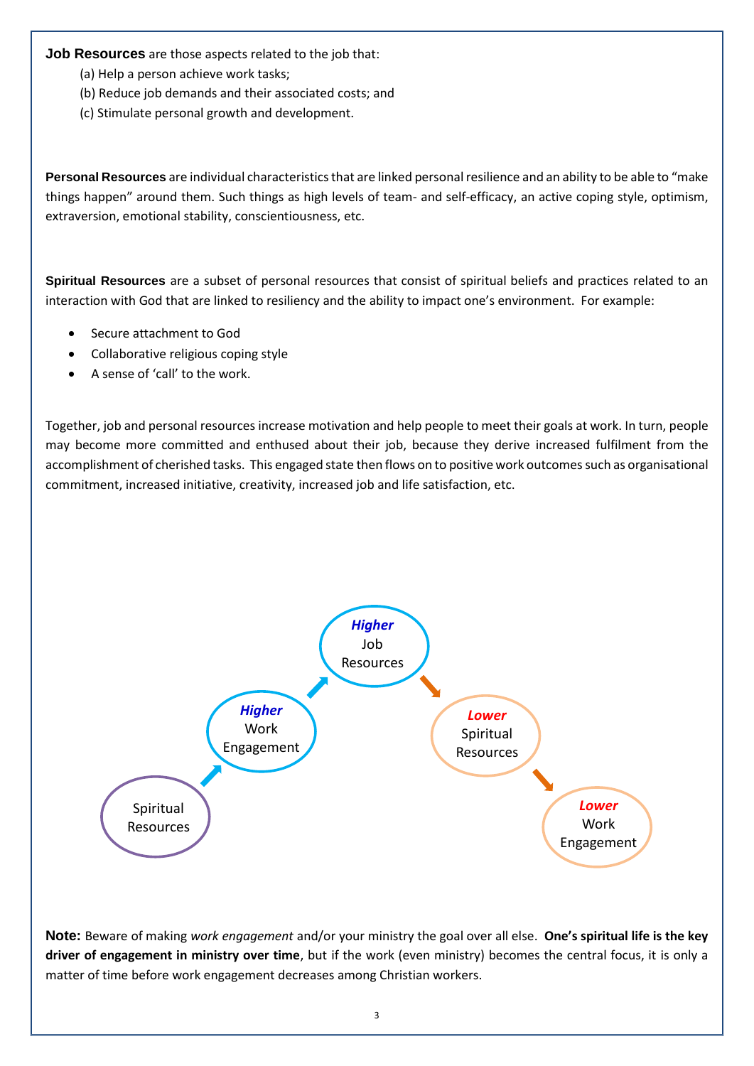**Job Resources** are those aspects related to the job that:

(a) Help a person achieve work tasks;

(b) Reduce job demands and their associated costs; and

(c) Stimulate personal growth and development.

**Personal Resources** are individual characteristics that are linked personal resilience and an ability to be able to "make things happen" around them. Such things as high levels of team- and self-efficacy, an active coping style, optimism, extraversion, emotional stability, conscientiousness, etc.

**Spiritual Resources** are a subset of personal resources that consist of spiritual beliefs and practices related to an interaction with God that are linked to resiliency and the ability to impact one's environment. For example:

- Secure attachment to God
- Collaborative religious coping style
- A sense of 'call' to the work.

Together, job and personal resources increase motivation and help people to meet their goals at work. In turn, people may become more committed and enthused about their job, because they derive increased fulfilment from the accomplishment of cherished tasks. This engaged state then flows on to positive work outcomes such as organisational commitment, increased initiative, creativity, increased job and life satisfaction, etc.

Spiritual Resources → ***Higher*** Work Engagement → ***Higher*** Job Resources → ***Lower*** Spiritual Resources → ***Lower*** Work Engagement

**Note:** Beware of making *work engagement* and/or your ministry the goal over all else. **One's spiritual life is the key driver of engagement in ministry over time**, but if the work (even ministry) becomes the central focus, it is only a matter of time before work engagement decreases among Christian workers.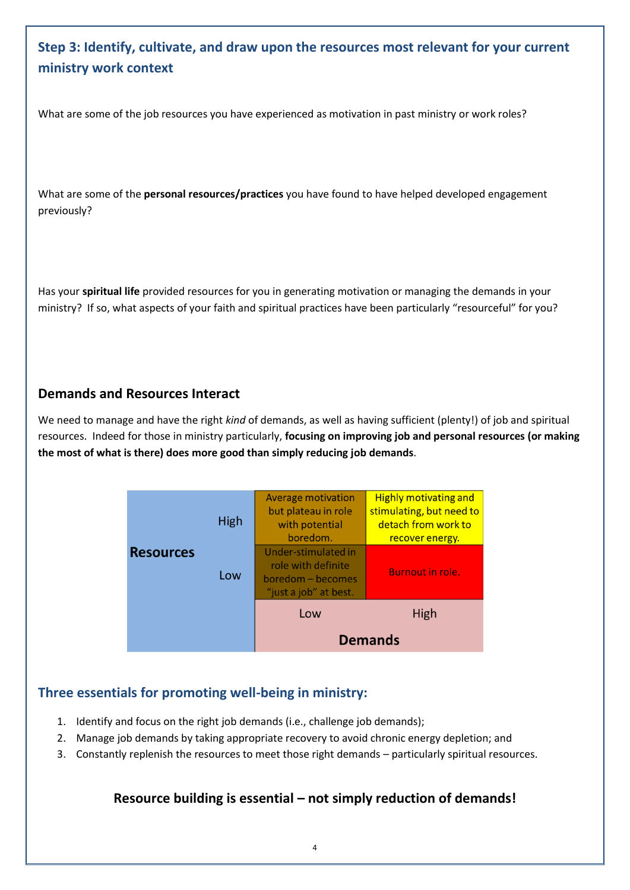## Step 3: Identify, cultivate, and draw upon the resources most relevant for your current ministry work context

What are some of the job resources you have experienced as motivation in past ministry or work roles?

What are some of the **personal resources/practices** you have found to have helped developed engagement previously?

Has your **spiritual life** provided resources for you in generating motivation or managing the demands in your ministry? If so, what aspects of your faith and spiritual practices have been particularly "resourceful" for you?

### Demands and Resources Interact

We need to manage and have the right *kind* of demands, as well as having sufficient (plenty!) of job and spiritual resources. Indeed for those in ministry particularly, **focusing on improving job and personal resources (or making the most of what is there) does more good than simply reducing job demands**.

| **Resources** | | Demands: Low | Demands: High |
|---|---|---|---|
| | High | Average motivation but plateau in role with potential boredom. | Highly motivating and stimulating, but need to detach from work to recover energy. |
| | Low | Under-stimulated in role with definite boredom – becomes "just a job" at best. | Burnout in role. |

## Three essentials for promoting well-being in ministry:

1. Identify and focus on the right job demands (i.e., challenge job demands);
2. Manage job demands by taking appropriate recovery to avoid chronic energy depletion; and
3. Constantly replenish the resources to meet those right demands – particularly spiritual resources.

**Resource building is essential – not simply reduction of demands!**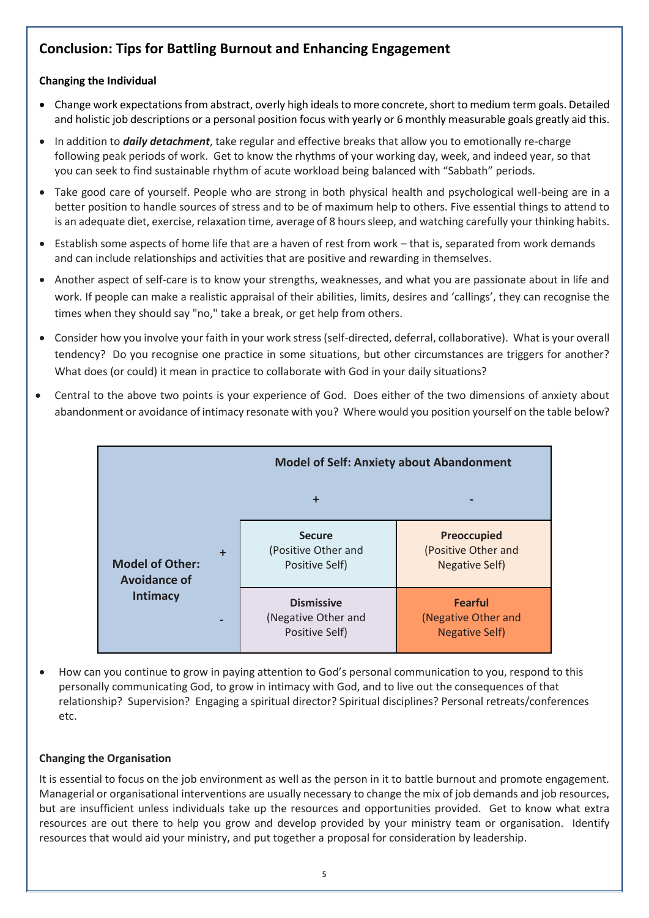## Conclusion: Tips for Battling Burnout and Enhancing Engagement

**Changing the Individual**

- Change work expectations from abstract, overly high ideals to more concrete, short to medium term goals. Detailed and holistic job descriptions or a personal position focus with yearly or 6 monthly measurable goals greatly aid this.
- In addition to ***daily detachment***, take regular and effective breaks that allow you to emotionally re-charge following peak periods of work. Get to know the rhythms of your working day, week, and indeed year, so that you can seek to find sustainable rhythm of acute workload being balanced with "Sabbath" periods.
- Take good care of yourself. People who are strong in both physical health and psychological well-being are in a better position to handle sources of stress and to be of maximum help to others. Five essential things to attend to is an adequate diet, exercise, relaxation time, average of 8 hours sleep, and watching carefully your thinking habits.
- Establish some aspects of home life that are a haven of rest from work – that is, separated from work demands and can include relationships and activities that are positive and rewarding in themselves.
- Another aspect of self-care is to know your strengths, weaknesses, and what you are passionate about in life and work. If people can make a realistic appraisal of their abilities, limits, desires and 'callings', they can recognise the times when they should say "no," take a break, or get help from others.
- Consider how you involve your faith in your work stress (self-directed, deferral, collaborative). What is your overall tendency? Do you recognise one practice in some situations, but other circumstances are triggers for another? What does (or could) it mean in practice to collaborate with God in your daily situations?
- Central to the above two points is your experience of God. Does either of the two dimensions of anxiety about abandonment or avoidance of intimacy resonate with you? Where would you position yourself on the table below?

| | | Model of Self: Anxiety about Abandonment | |
|---|---|---|---|
| | | + | - |
| **Model of Other: Avoidance of Intimacy** | + | **Secure** (Positive Other and Positive Self) | **Preoccupied** (Positive Other and Negative Self) |
| | - | **Dismissive** (Negative Other and Positive Self) | **Fearful** (Negative Other and Negative Self) |

- How can you continue to grow in paying attention to God's personal communication to you, respond to this personally communicating God, to grow in intimacy with God, and to live out the consequences of that relationship? Supervision? Engaging a spiritual director? Spiritual disciplines? Personal retreats/conferences etc.

**Changing the Organisation**

It is essential to focus on the job environment as well as the person in it to battle burnout and promote engagement. Managerial or organisational interventions are usually necessary to change the mix of job demands and job resources, but are insufficient unless individuals take up the resources and opportunities provided. Get to know what extra resources are out there to help you grow and develop provided by your ministry team or organisation. Identify resources that would aid your ministry, and put together a proposal for consideration by leadership.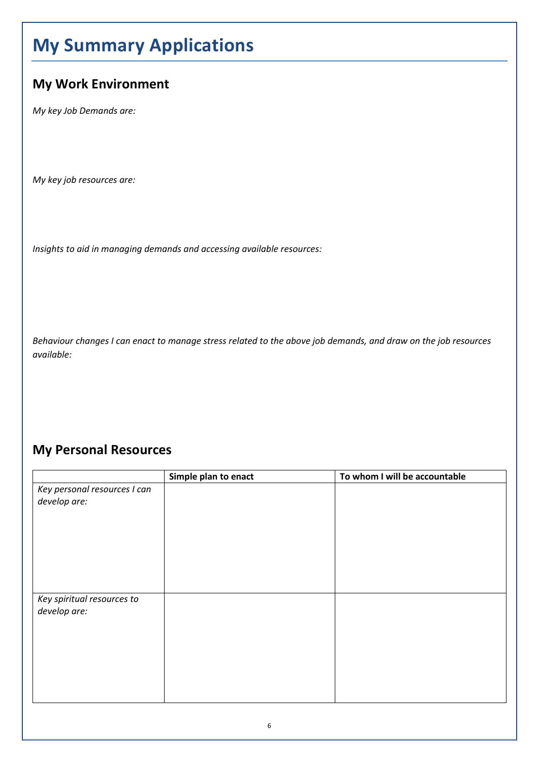# My Summary Applications

## My Work Environment

*My key Job Demands are:*

*My key job resources are:*

*Insights to aid in managing demands and accessing available resources:*

*Behaviour changes I can enact to manage stress related to the above job demands, and draw on the job resources available:*

## My Personal Resources

| | Simple plan to enact | To whom I will be accountable |
|---|---|---|
| *Key personal resources I can develop are:* | | |
| *Key spiritual resources to develop are:* | | |